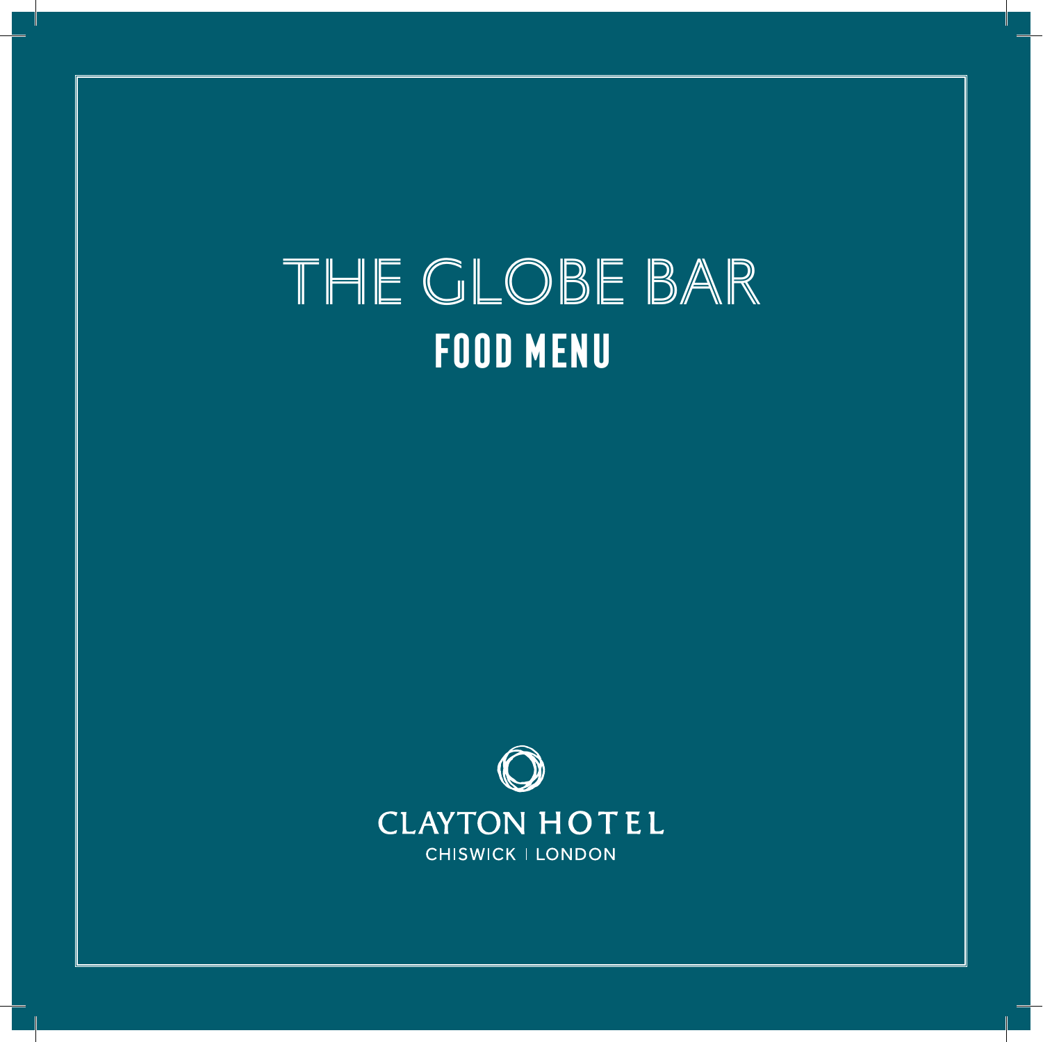# THE GLOBE BAR

## FOOD MENU

CLAYTON HOTEL

CHISWICK | LONDON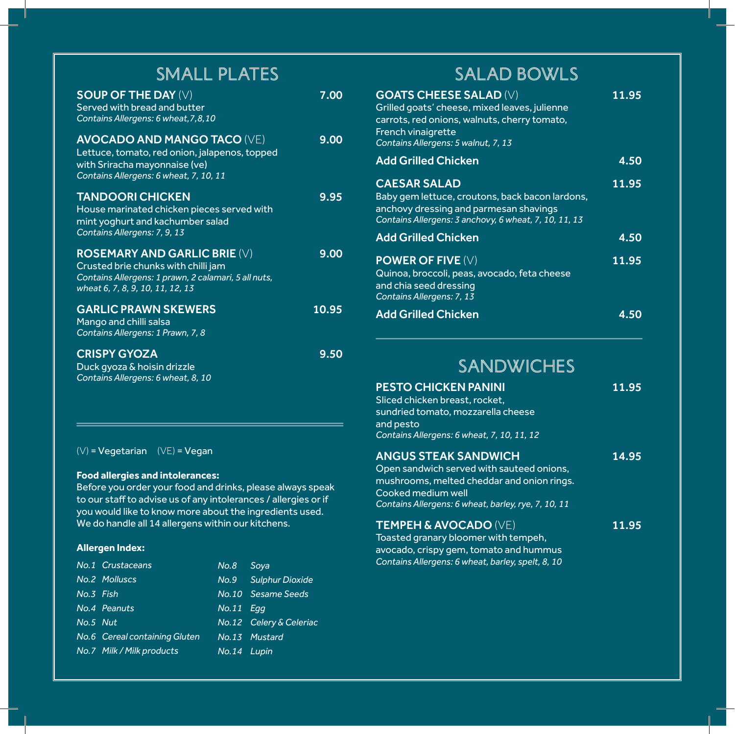## SMALL PLATES

**SOUP OF THE DAY** (V) — **7.00**
Served with bread and butter
*Contains Allergens: 6 wheat,7,8,10*

**AVOCADO AND MANGO TACO** (VE) — **9.00**
Lettuce, tomato, red onion, jalapenos, topped with Sriracha mayonnaise (ve)
*Contains Allergens: 6 wheat, 7, 10, 11*

**TANDOORI CHICKEN** — **9.95**
House marinated chicken pieces served with mint yoghurt and kachumber salad
*Contains Allergens: 7, 9, 13*

**ROSEMARY AND GARLIC BRIE** (V) — **9.00**
Crusted brie chunks with chilli jam
*Contains Allergens: 1 prawn, 2 calamari, 5 all nuts, wheat 6, 7, 8, 9, 10, 11, 12, 13*

**GARLIC PRAWN SKEWERS** — **10.95**
Mango and chilli salsa
*Contains Allergens: 1 Prawn, 7, 8*

**CRISPY GYOZA** — **9.50**
Duck gyoza & hoisin drizzle
*Contains Allergens: 6 wheat, 8, 10*

(V) = Vegetarian (VE) = Vegan

**Food allergies and intolerances:**
Before you order your food and drinks, please always speak to our staff to advise us of any intolerances / allergies or if you would like to know more about the ingredients used. We do handle all 14 allergens within our kitchens.

**Allergen Index:**

| | | | |
|---|---|---|---|
| *No.1* | *Crustaceans* | *No.8* | *Soya* |
| *No.2* | *Molluscs* | *No.9* | *Sulphur Dioxide* |
| *No.3* | *Fish* | *No.10* | *Sesame Seeds* |
| *No.4* | *Peanuts* | *No.11* | *Egg* |
| *No.5* | *Nut* | *No.12* | *Celery & Celeriac* |
| *No.6* | *Cereal containing Gluten* | *No.13* | *Mustard* |
| *No.7* | *Milk / Milk products* | *No.14* | *Lupin* |

## SALAD BOWLS

**GOATS CHEESE SALAD** (V) — **11.95**
Grilled goats' cheese, mixed leaves, julienne carrots, red onions, walnuts, cherry tomato, French vinaigrette
*Contains Allergens: 5 walnut, 7, 13*

**Add Grilled Chicken** — **4.50**

**CAESAR SALAD** — **11.95**
Baby gem lettuce, croutons, back bacon lardons, anchovy dressing and parmesan shavings
*Contains Allergens: 3 anchovy, 6 wheat, 7, 10, 11, 13*

**Add Grilled Chicken** — **4.50**

**POWER OF FIVE** (V) — **11.95**
Quinoa, broccoli, peas, avocado, feta cheese and chia seed dressing
*Contains Allergens: 7, 13*

**Add Grilled Chicken** — **4.50**

## SANDWICHES

**PESTO CHICKEN PANINI** — **11.95**
Sliced chicken breast, rocket, sundried tomato, mozzarella cheese and pesto
*Contains Allergens: 6 wheat, 7, 10, 11, 12*

**ANGUS STEAK SANDWICH** — **14.95**
Open sandwich served with sauteed onions, mushrooms, melted cheddar and onion rings. Cooked medium well
*Contains Allergens: 6 wheat, barley, rye, 7, 10, 11*

**TEMPEH & AVOCADO** (VE) — **11.95**
Toasted granary bloomer with tempeh, avocado, crispy gem, tomato and hummus
*Contains Allergens: 6 wheat, barley, spelt, 8, 10*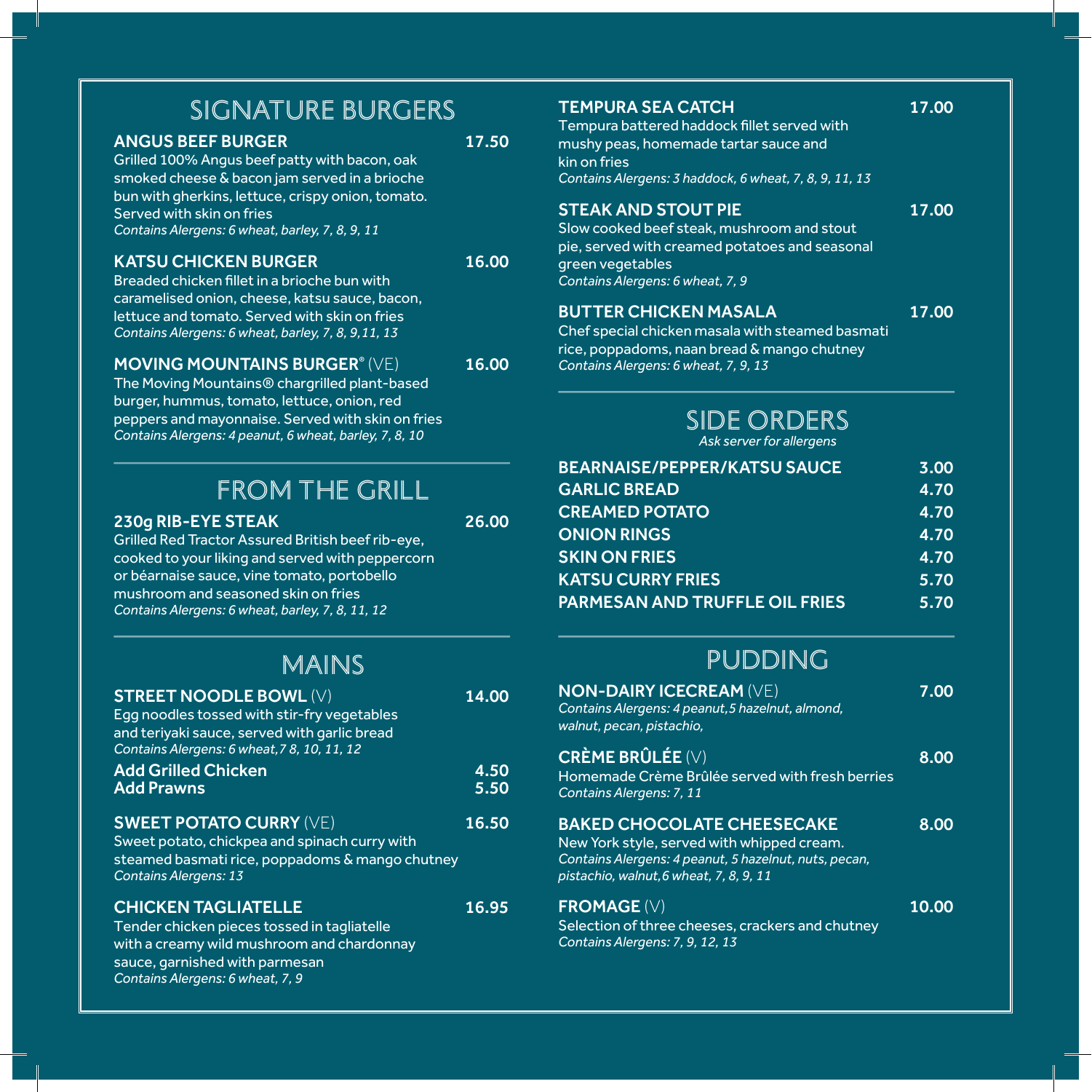## SIGNATURE BURGERS

**ANGUS BEEF BURGER** — 17.50

Grilled 100% Angus beef patty with bacon, oak smoked cheese & bacon jam served in a brioche bun with gherkins, lettuce, crispy onion, tomato. Served with skin on fries

*Contains Alergens: 6 wheat, barley, 7, 8, 9, 11*

**KATSU CHICKEN BURGER** — 16.00

Breaded chicken fillet in a brioche bun with caramelised onion, cheese, katsu sauce, bacon, lettuce and tomato. Served with skin on fries

*Contains Alergens: 6 wheat, barley, 7, 8, 9,11, 13*

**MOVING MOUNTAINS BURGER®** (VE) — 16.00

The Moving Mountains® chargrilled plant-based burger, hummus, tomato, lettuce, onion, red peppers and mayonnaise. Served with skin on fries

*Contains Alergens: 4 peanut, 6 wheat, barley, 7, 8, 10*

## FROM THE GRILL

**230g RIB-EYE STEAK** — 26.00

Grilled Red Tractor Assured British beef rib-eye, cooked to your liking and served with peppercorn or béarnaise sauce, vine tomato, portobello mushroom and seasoned skin on fries

*Contains Alergens: 6 wheat, barley, 7, 8, 11, 12*

## MAINS

**STREET NOODLE BOWL** (V) — 14.00

Egg noodles tossed with stir-fry vegetables and teriyaki sauce, served with garlic bread

*Contains Alergens: 6 wheat,7 8, 10, 11, 12*

**Add Grilled Chicken** — 4.50
**Add Prawns** — 5.50

**SWEET POTATO CURRY** (VE) — 16.50

Sweet potato, chickpea and spinach curry with steamed basmati rice, poppadoms & mango chutney

*Contains Alergens: 13*

**CHICKEN TAGLIATELLE** — 16.95

Tender chicken pieces tossed in tagliatelle with a creamy wild mushroom and chardonnay sauce, garnished with parmesan

*Contains Alergens: 6 wheat, 7, 9*

**TEMPURA SEA CATCH** — 17.00

Tempura battered haddock fillet served with mushy peas, homemade tartar sauce and kin on fries

*Contains Alergens: 3 haddock, 6 wheat, 7, 8, 9, 11, 13*

**STEAK AND STOUT PIE** — 17.00

Slow cooked beef steak, mushroom and stout pie, served with creamed potatoes and seasonal green vegetables

*Contains Alergens: 6 wheat, 7, 9*

**BUTTER CHICKEN MASALA** — 17.00

Chef special chicken masala with steamed basmati rice, poppadoms, naan bread & mango chutney

*Contains Alergens: 6 wheat, 7, 9, 13*

## SIDE ORDERS

*Ask server for allergens*

| | |
|---|---|
| **BEARNAISE/PEPPER/KATSU SAUCE** | 3.00 |
| **GARLIC BREAD** | 4.70 |
| **CREAMED POTATO** | 4.70 |
| **ONION RINGS** | 4.70 |
| **SKIN ON FRIES** | 4.70 |
| **KATSU CURRY FRIES** | 5.70 |
| **PARMESAN AND TRUFFLE OIL FRIES** | 5.70 |

## PUDDING

**NON-DAIRY ICECREAM** (VE) — 7.00

*Contains Alergens: 4 peanut,5 hazelnut, almond, walnut, pecan, pistachio,*

**CRÈME BRÛLÉE** (V) — 8.00

Homemade Crème Brûlée served with fresh berries

*Contains Alergens: 7, 11*

**BAKED CHOCOLATE CHEESECAKE** — 8.00

New York style, served with whipped cream.

*Contains Alergens: 4 peanut, 5 hazelnut, nuts, pecan, pistachio, walnut,6 wheat, 7, 8, 9, 11*

**FROMAGE** (V) — 10.00

Selection of three cheeses, crackers and chutney

*Contains Alergens: 7, 9, 12, 13*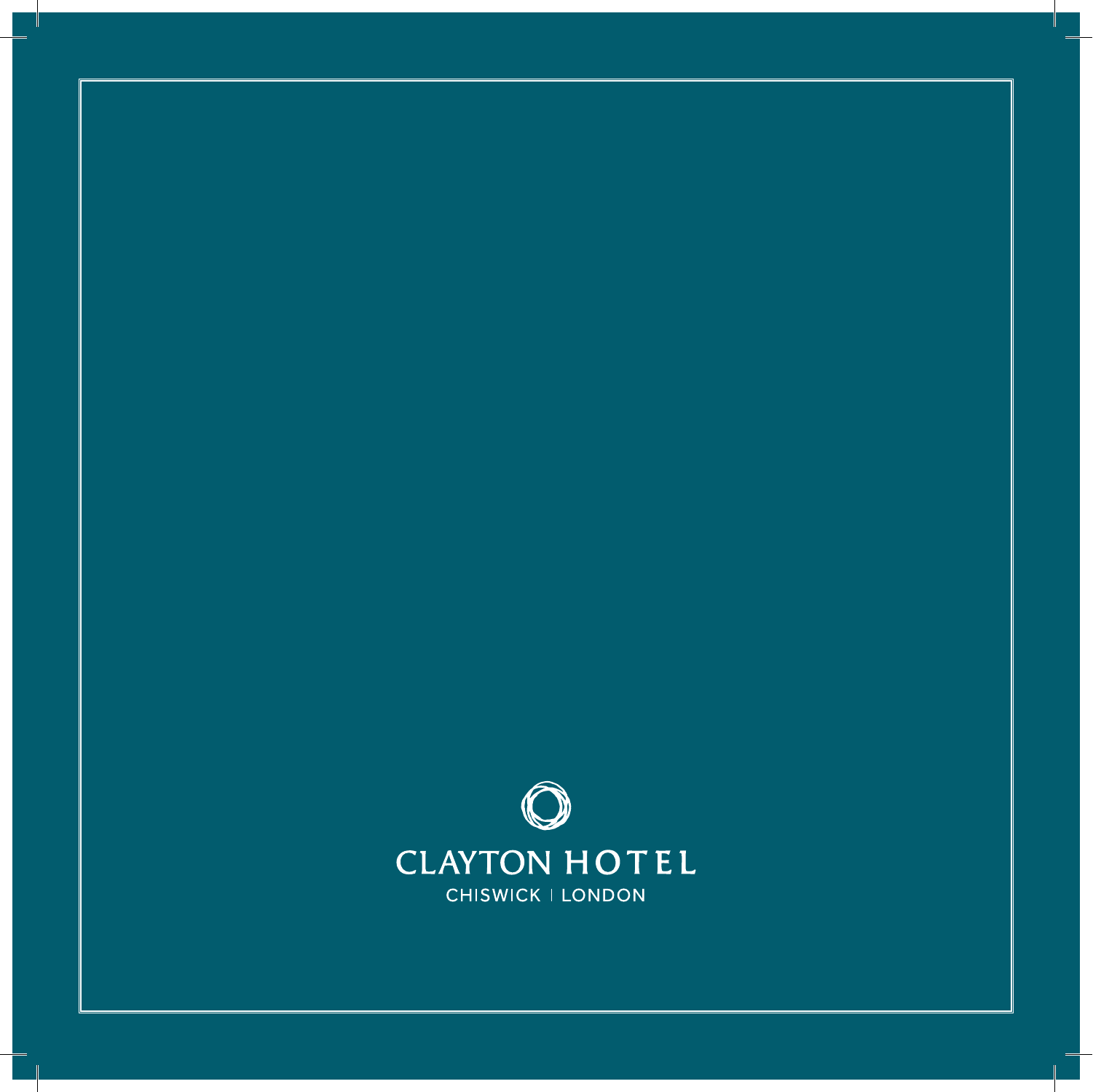CLAYTON HOTEL

CHISWICK | LONDON